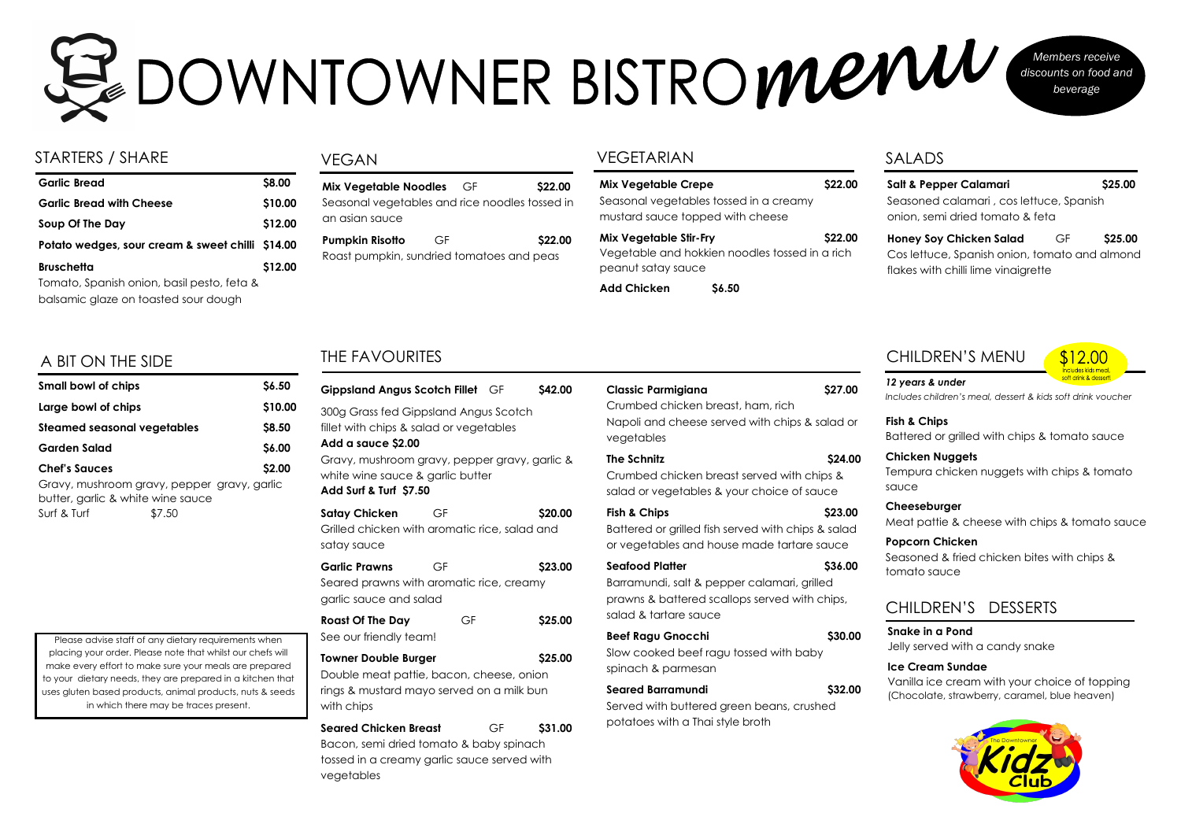# DOWNTOWNER BISTRO *menu*

*Members receive discounts on food and beverage*

## STARTERS / SHARE

| | |
|---|---|
| **Garlic Bread** | **$8.00** |
| **Garlic Bread with Cheese** | **$10.00** |
| **Soup Of The Day** | **$12.00** |
| **Potato wedges, sour cream & sweet chilli** | **$14.00** |
| **Bruschetta** | **$12.00** |

Tomato, Spanish onion, basil pesto, feta & balsamic glaze on toasted sour dough

## VEGAN

**Mix Vegetable Noodles** GF **$22.00**
Seasonal vegetables and rice noodles tossed in an asian sauce

**Pumpkin Risotto** GF **$22.00**
Roast pumpkin, sundried tomatoes and peas

## VEGETARIAN

**Mix Vegetable Crepe** **$22.00**
Seasonal vegetables tossed in a creamy mustard sauce topped with cheese

**Mix Vegetable Stir-Fry** **$22.00**
Vegetable and hokkien noodles tossed in a rich peanut satay sauce

**Add Chicken** **$6.50**

## SALADS

**Salt & Pepper Calamari** **$25.00**
Seasoned calamari , cos lettuce, Spanish onion, semi dried tomato & feta

**Honey Soy Chicken Salad** GF **$25.00**
Cos lettuce, Spanish onion, tomato and almond flakes with chilli lime vinaigrette

## A BIT ON THE SIDE

| | |
|---|---|
| **Small bowl of chips** | **$6.50** |
| **Large bowl of chips** | **$10.00** |
| **Steamed seasonal vegetables** | **$8.50** |
| **Garden Salad** | **$6.00** |
| **Chef's Sauces** | **$2.00** |

Gravy, mushroom gravy, pepper gravy, garlic butter, garlic & white wine sauce
Surf & Turf $7.50

Please advise staff of any dietary requirements when placing your order. Please note that whilst our chefs will make every effort to make sure your meals are prepared to your dietary needs, they are prepared in a kitchen that uses gluten based products, animal products, nuts & seeds in which there may be traces present.

## THE FAVOURITES

**Gippsland Angus Scotch Fillet** GF **$42.00**
300g Grass fed Gippsland Angus Scotch fillet with chips & salad or vegetables
**Add a sauce $2.00**
Gravy, mushroom gravy, pepper gravy, garlic & white wine sauce & garlic butter
**Add Surf & Turf $7.50**

**Satay Chicken** GF **$20.00**
Grilled chicken with aromatic rice, salad and satay sauce

**Garlic Prawns** GF **$23.00**
Seared prawns with aromatic rice, creamy garlic sauce and salad

**Roast Of The Day** GF **$25.00**
See our friendly team!

**Towner Double Burger** **$25.00**
Double meat pattie, bacon, cheese, onion rings & mustard mayo served on a milk bun with chips

**Seared Chicken Breast** GF **$31.00**
Bacon, semi dried tomato & baby spinach tossed in a creamy garlic sauce served with vegetables

**Classic Parmigiana** **$27.00**
Crumbed chicken breast, ham, rich Napoli and cheese served with chips & salad or vegetables

**The Schnitz** **$24.00**
Crumbed chicken breast served with chips & salad or vegetables & your choice of sauce

**Fish & Chips** **$23.00**
Battered or grilled fish served with chips & salad or vegetables and house made tartare sauce

**Seafood Platter** **$36.00**
Barramundi, salt & pepper calamari, grilled prawns & battered scallops served with chips, salad & tartare sauce

**Beef Ragu Gnocchi** **$30.00**
Slow cooked beef ragu tossed with baby spinach & parmesan

**Seared Barramundi** **$32.00**
Served with buttered green beans, crushed potatoes with a Thai style broth

## CHILDREN'S MENU

**$12.00** Includes kids meal, soft drink & dessert

***12 years & under***
*Includes children's meal, dessert & kids soft drink voucher*

**Fish & Chips**
Battered or grilled with chips & tomato sauce

**Chicken Nuggets**
Tempura chicken nuggets with chips & tomato sauce

**Cheeseburger**
Meat pattie & cheese with chips & tomato sauce

**Popcorn Chicken**
Seasoned & fried chicken bites with chips & tomato sauce

## CHILDREN'S DESSERTS

**Snake in a Pond**
Jelly served with a candy snake

**Ice Cream Sundae**
Vanilla ice cream with your choice of topping (Chocolate, strawberry, caramel, blue heaven)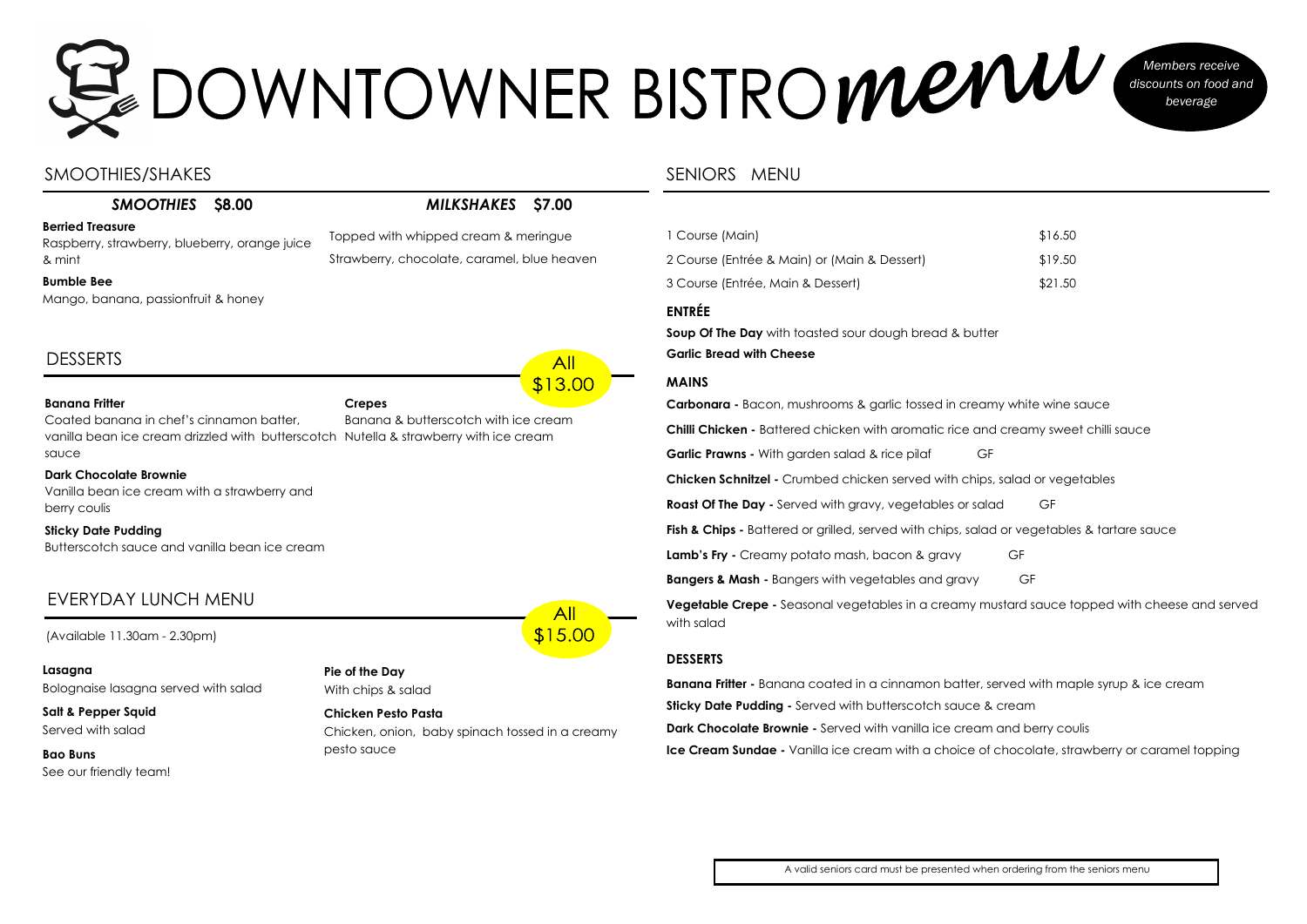# DOWNTOWNER BISTRO *menu*

*Members receive discounts on food and beverage*

## SMOOTHIES/SHAKES

### *SMOOTHIES* $8.00

**Berried Treasure**
Raspberry, strawberry, blueberry, orange juice & mint

**Bumble Bee**
Mango, banana, passionfruit & honey

### *MILKSHAKES* $7.00

Topped with whipped cream & meringue
Strawberry, chocolate, caramel, blue heaven

## DESSERTS

All $13.00

**Banana Fritter**
Coated banana in chef's cinnamon batter, vanilla bean ice cream drizzled with butterscotch sauce

**Dark Chocolate Brownie**
Vanilla bean ice cream with a strawberry and berry coulis

**Sticky Date Pudding**
Butterscotch sauce and vanilla bean ice cream

**Crepes**
Banana & butterscotch with ice cream
Nutella & strawberry with ice cream

## EVERYDAY LUNCH MENU

(Available 11.30am - 2.30pm)

All $15.00

**Lasagna**
Bolognaise lasagna served with salad

**Salt & Pepper Squid**
Served with salad

**Bao Buns**
See our friendly team!

**Pie of the Day**
With chips & salad

**Chicken Pesto Pasta**
Chicken, onion, baby spinach tossed in a creamy pesto sauce

## SENIORS MENU

| | |
|---|---|
| 1 Course (Main) | $16.50 |
| 2 Course (Entrée & Main) or (Main & Dessert) | $19.50 |
| 3 Course (Entrée, Main & Dessert) | $21.50 |

### ENTRÉE

**Soup Of The Day** with toasted sour dough bread & butter

**Garlic Bread with Cheese**

### MAINS

**Carbonara -** Bacon, mushrooms & garlic tossed in creamy white wine sauce

**Chilli Chicken -** Battered chicken with aromatic rice and creamy sweet chilli sauce

**Garlic Prawns -** With garden salad & rice pilaf GF

**Chicken Schnitzel -** Crumbed chicken served with chips, salad or vegetables

**Roast Of The Day -** Served with gravy, vegetables or salad GF

**Fish & Chips -** Battered or grilled, served with chips, salad or vegetables & tartare sauce

**Lamb's Fry -** Creamy potato mash, bacon & gravy GF

**Bangers & Mash -** Bangers with vegetables and gravy GF

**Vegetable Crepe -** Seasonal vegetables in a creamy mustard sauce topped with cheese and served with salad

### DESSERTS

**Banana Fritter -** Banana coated in a cinnamon batter, served with maple syrup & ice cream

**Sticky Date Pudding -** Served with butterscotch sauce & cream

**Dark Chocolate Brownie -** Served with vanilla ice cream and berry coulis

**Ice Cream Sundae -** Vanilla ice cream with a choice of chocolate, strawberry or caramel topping

A valid seniors card must be presented when ordering from the seniors menu